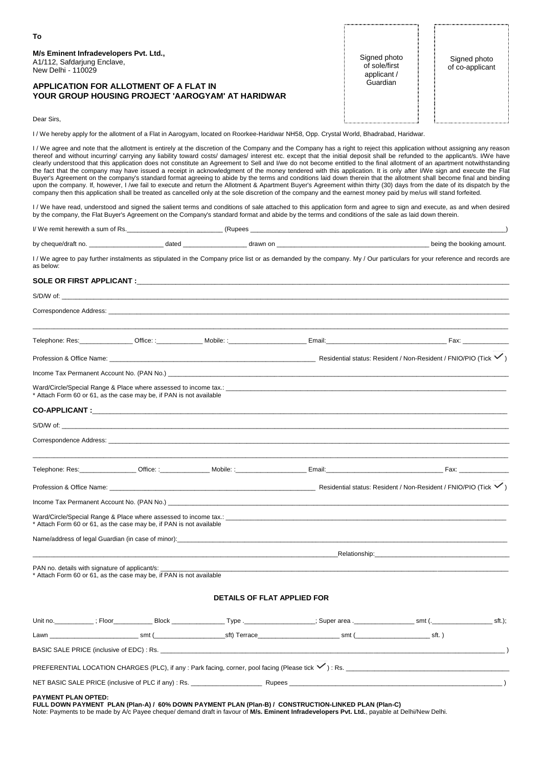To

**M/s Eminent Infradevelopers Pvt. Ltd.,**
A1/112, Safdarjung Enclave,
New Delhi - 110029

Signed photo of sole/first applicant / Guardian

Signed photo of co-applicant

## APPLICATION FOR ALLOTMENT OF A FLAT IN YOUR GROUP HOUSING PROJECT 'AAROGYAM' AT HARIDWAR

Dear Sirs,

I / We hereby apply for the allotment of a Flat in Aarogyam, located on Roorkee-Haridwar NH58, Opp. Crystal World, Bhadrabad, Haridwar.

I / We agree and note that the allotment is entirely at the discretion of the Company and the Company has a right to reject this application without assigning any reason thereof and without incurring/ carrying any liability toward costs/ damages/ interest etc. except that the initial deposit shall be refunded to the applicant/s. I/We have clearly understood that this application does not constitute an Agreement to Sell and I/we do not become entitled to the final allotment of an apartment notwithstanding the fact that the company may have issued a receipt in acknowledgment of the money tendered with this application. It is only after I/We sign and execute the Flat Buyer's Agreement on the company's standard format agreeing to abide by the terms and conditions laid down therein that the allotment shall become final and binding upon the company. If, however, I /we fail to execute and return the Allotment & Apartment Buyer's Agreement within thirty (30) days from the date of its dispatch by the company then this application shall be treated as cancelled only at the sole discretion of the company and the earnest money paid by me/us will stand forfeited.

I / We have read, understood and signed the salient terms and conditions of sale attached to this application form and agree to sign and execute, as and when desired by the company, the Flat Buyer's Agreement on the Company's standard format and abide by the terms and conditions of the sale as laid down therein.

I/ We remit herewith a sum of Rs.__________________ (Rupees ______________________________________________)

by cheque/draft no. ______________ dated ____________ drawn on ______________________________ being the booking amount.

I / We agree to pay further instalments as stipulated in the Company price list or as demanded by the company. My / Our particulars for your reference and records are as below:

**SOLE OR FIRST APPLICANT :**______________________________________________________________

S/D/W of: ______________________________________________________________

Correspondence Address: ______________________________________________________________

______________________________________________________________

Telephone: Res:____________ Office: :__________ Mobile: :______________ Email:______________________ Fax: __________

Profession & Office Name: ______________________________________ Residential status: Resident / Non-Resident / FNIO/PIO (Tick ✓)

Income Tax Permanent Account No. (PAN No.) ______________________________________________________________

Ward/Circle/Special Range & Place where assessed to income tax.: ______________________________________________________________
\* Attach Form 60 or 61, as the case may be, if PAN is not available

**CO-APPLICANT :**______________________________________________________________

S/D/W of: ______________________________________________________________

Correspondence Address: ______________________________________________________________

______________________________________________________________

Telephone: Res:____________ Office: :__________ Mobile: :______________ Email:______________________ Fax: __________

Profession & Office Name: ______________________________________ Residential status: Resident / Non-Resident / FNIO/PIO (Tick ✓)

Income Tax Permanent Account No. (PAN No.) ______________________________________________________________

Ward/Circle/Special Range & Place where assessed to income tax.: ______________________________________________________________
\* Attach Form 60 or 61, as the case may be, if PAN is not available

Name/address of legal Guardian (in case of minor):______________________________________________________________

______________________________________________________________Relationship:______________________________

PAN no. details with signature of applicant/s: ______________________________________________________________
\* Attach Form 60 or 61, as the case may be, if PAN is not available

### DETAILS OF FLAT APPLIED FOR

Unit no.__________ ; Floor__________ Block ____________ Type .______________; Super area .____________ smt (.____________ sft.);

Lawn ____________________ smt (______________sft) Terrace________________ smt (______________ sft. )

BASIC SALE PRICE (inclusive of EDC) : Rs. ______________________________________________________________ )

PREFERENTIAL LOCATION CHARGES (PLC), if any : Park facing, corner, pool facing (Please tick ✓) : Rs. ______________________________

NET BASIC SALE PRICE (inclusive of PLC if any) : Rs. ______________ Rupees ______________________________________________ )

**PAYMENT PLAN OPTED:**
**FULL DOWN PAYMENT PLAN (Plan-A) / 60% DOWN PAYMENT PLAN (Plan-B) / CONSTRUCTION-LINKED PLAN (Plan-C)**
Note: Payments to be made by A/c Payee cheque/ demand draft in favour of **M/s. Eminent Infradevelopers Pvt. Ltd.**, payable at Delhi/New Delhi.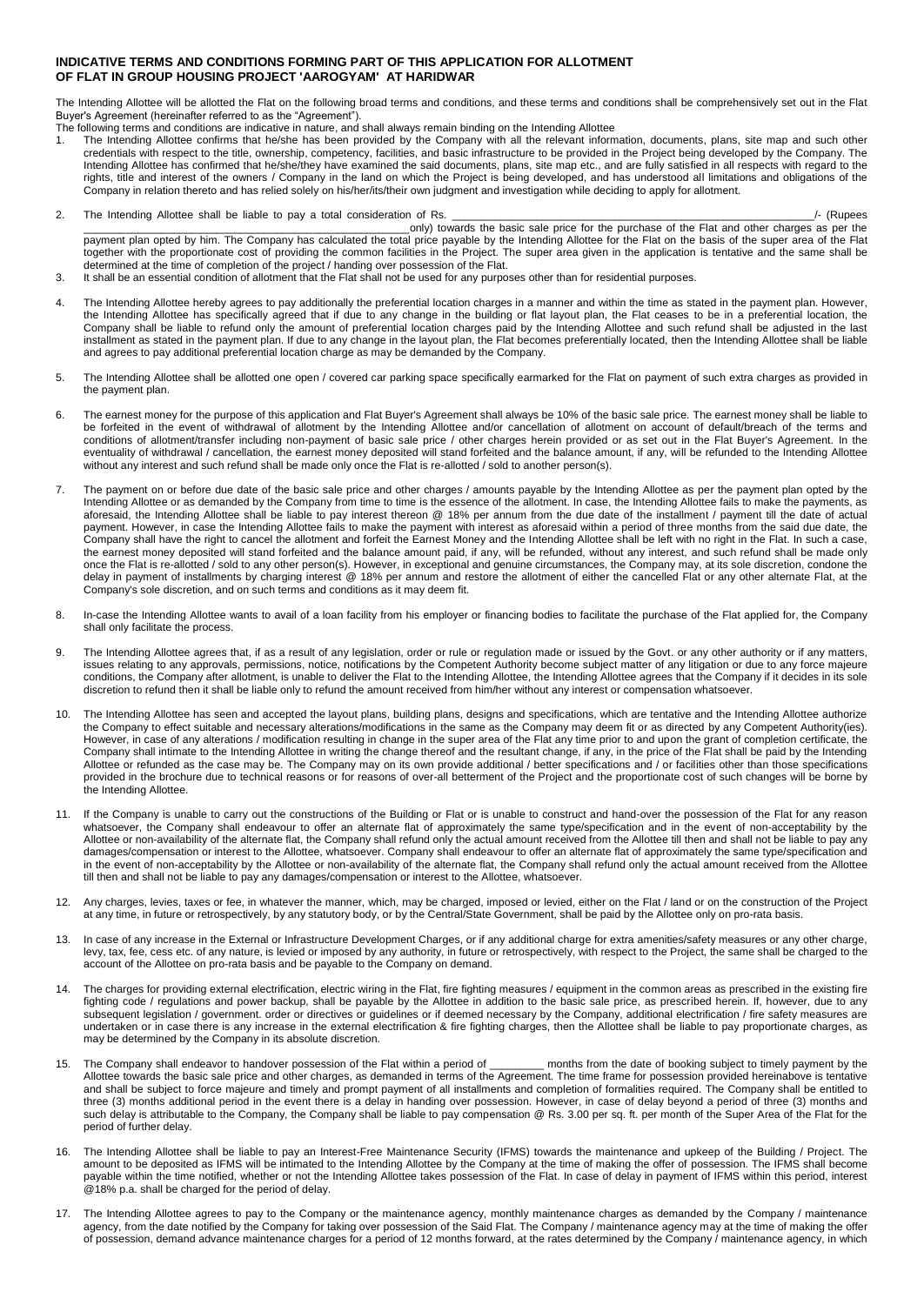**INDICATIVE TERMS AND CONDITIONS FORMING PART OF THIS APPLICATION FOR ALLOTMENT OF FLAT IN GROUP HOUSING PROJECT 'AAROGYAM' AT HARIDWAR**

The Intending Allottee will be allotted the Flat on the following broad terms and conditions, and these terms and conditions shall be comprehensively set out in the Flat Buyer's Agreement (hereinafter referred to as the "Agreement").

The following terms and conditions are indicative in nature, and shall always remain binding on the Intending Allottee

1. The Intending Allottee confirms that he/she has been provided by the Company with all the relevant information, documents, plans, site map and such other credentials with respect to the title, ownership, competency, facilities, and basic infrastructure to be provided in the Project being developed by the Company. The Intending Allottee has confirmed that he/she/they have examined the said documents, plans, site map etc., and are fully satisfied in all respects with regard to the rights, title and interest of the owners / Company in the land on which the Project is being developed, and has understood all limitations and obligations of the Company in relation thereto and has relied solely on his/her/its/their own judgment and investigation while deciding to apply for allotment.

2. The Intending Allottee shall be liable to pay a total consideration of Rs. _______________________________________________________________/- (Rupees _______________________________________________only) towards the basic sale price for the purchase of the Flat and other charges as per the payment plan opted by him. The Company has calculated the total price payable by the Intending Allottee for the Flat on the basis of the super area of the Flat together with the proportionate cost of providing the common facilities in the Project. The super area given in the application is tentative and the same shall be determined at the time of completion of the project / handing over possession of the Flat.

3. It shall be an essential condition of allotment that the Flat shall not be used for any purposes other than for residential purposes.

4. The Intending Allottee hereby agrees to pay additionally the preferential location charges in a manner and within the time as stated in the payment plan. However, the Intending Allottee has specifically agreed that if due to any change in the building or flat layout plan, the Flat ceases to be in a preferential location, the Company shall be liable to refund only the amount of preferential location charges paid by the Intending Allottee and such refund shall be adjusted in the last installment as stated in the payment plan. If due to any change in the layout plan, the Flat becomes preferentially located, then the Intending Allottee shall be liable and agrees to pay additional preferential location charge as may be demanded by the Company.

5. The Intending Allottee shall be allotted one open / covered car parking space specifically earmarked for the Flat on payment of such extra charges as provided in the payment plan.

6. The earnest money for the purpose of this application and Flat Buyer's Agreement shall always be 10% of the basic sale price. The earnest money shall be liable to be forfeited in the event of withdrawal of allotment by the Intending Allottee and/or cancellation of allotment on account of default/breach of the terms and conditions of allotment/transfer including non-payment of basic sale price / other charges herein provided or as set out in the Flat Buyer's Agreement. In the eventuality of withdrawal / cancellation, the earnest money deposited will stand forfeited and the balance amount, if any, will be refunded to the Intending Allottee without any interest and such refund shall be made only once the Flat is re-allotted / sold to another person(s).

7. The payment on or before due date of the basic sale price and other charges / amounts payable by the Intending Allottee as per the payment plan opted by the Intending Allottee or as demanded by the Company from time to time is the essence of the allotment. In case, the Intending Allottee fails to make the payments, as aforesaid, the Intending Allottee shall be liable to pay interest thereon @ 18% per annum from the due date of the installment / payment till the date of actual payment. However, in case the Intending Allottee fails to make the payment with interest as aforesaid within a period of three months from the said due date, the Company shall have the right to cancel the allotment and forfeit the Earnest Money and the Intending Allottee shall be left with no right in the Flat. In such a case, the earnest money deposited will stand forfeited and the balance amount paid, if any, will be refunded, without any interest, and such refund shall be made only once the Flat is re-allotted / sold to any other person(s). However, in exceptional and genuine circumstances, the Company may, at its sole discretion, condone the delay in payment of installments by charging interest @ 18% per annum and restore the allotment of either the cancelled Flat or any other alternate Flat, at the Company's sole discretion, and on such terms and conditions as it may deem fit.

8. In-case the Intending Allottee wants to avail of a loan facility from his employer or financing bodies to facilitate the purchase of the Flat applied for, the Company shall only facilitate the process.

9. The Intending Allottee agrees that, if as a result of any legislation, order or rule or regulation made or issued by the Govt. or any other authority or if any matters, issues relating to any approvals, permissions, notice, notifications by the Competent Authority become subject matter of any litigation or due to any force majeure conditions, the Company after allotment, is unable to deliver the Flat to the Intending Allottee, the Intending Allottee agrees that the Company if it decides in its sole discretion to refund then it shall be liable only to refund the amount received from him/her without any interest or compensation whatsoever.

10. The Intending Allottee has seen and accepted the layout plans, building plans, designs and specifications, which are tentative and the Intending Allottee authorize the Company to effect suitable and necessary alterations/modifications in the same as the Company may deem fit or as directed by any Competent Authority(ies). However, in case of any alterations / modification resulting in change in the super area of the Flat any time prior to and upon the grant of completion certificate, the Company shall intimate to the Intending Allottee in writing the change thereof and the resultant change, if any, in the price of the Flat shall be paid by the Intending Allottee or refunded as the case may be. The Company may on its own provide additional / better specifications and / or facilities other than those specifications provided in the brochure due to technical reasons or for reasons of over-all betterment of the Project and the proportionate cost of such changes will be borne by the Intending Allottee.

11. If the Company is unable to carry out the constructions of the Building or Flat or is unable to construct and hand-over the possession of the Flat for any reason whatsoever, the Company shall endeavour to offer an alternate flat of approximately the same type/specification and in the event of non-acceptability by the Allottee or non-availability of the alternate flat, the Company shall refund only the actual amount received from the Allottee till then and shall not be liable to pay any damages/compensation or interest to the Allottee, whatsoever. Company shall endeavour to offer an alternate flat of approximately the same type/specification and in the event of non-acceptability by the Allottee or non-availability of the alternate flat, the Company shall refund only the actual amount received from the Allottee till then and shall not be liable to pay any damages/compensation or interest to the Allottee, whatsoever.

12. Any charges, levies, taxes or fee, in whatever the manner, which, may be charged, imposed or levied, either on the Flat / land or on the construction of the Project at any time, in future or retrospectively, by any statutory body, or by the Central/State Government, shall be paid by the Allottee only on pro-rata basis.

13. In case of any increase in the External or Infrastructure Development Charges, or if any additional charge for extra amenities/safety measures or any other charge, levy, tax, fee, cess etc. of any nature, is levied or imposed by any authority, in future or retrospectively, with respect to the Project, the same shall be charged to the account of the Allottee on pro-rata basis and be payable to the Company on demand.

14. The charges for providing external electrification, electric wiring in the Flat, fire fighting measures / equipment in the common areas as prescribed in the existing fire fighting code / regulations and power backup, shall be payable by the Allottee in addition to the basic sale price, as prescribed herein. If, however, due to any subsequent legislation / government. order or directives or guidelines or if deemed necessary by the Company, additional electrification / fire safety measures are undertaken or in case there is any increase in the external electrification & fire fighting charges, then the Allottee shall be liable to pay proportionate charges, as may be determined by the Company in its absolute discretion.

15. The Company shall endeavor to handover possession of the Flat within a period of _________ months from the date of booking subject to timely payment by the Allottee towards the basic sale price and other charges, as demanded in terms of the Agreement. The time frame for possession provided hereinabove is tentative and shall be subject to force majeure and timely and prompt payment of all installments and completion of formalities required. The Company shall be entitled to three (3) months additional period in the event there is a delay in handing over possession. However, in case of delay beyond a period of three (3) months and such delay is attributable to the Company, the Company shall be liable to pay compensation @ Rs. 3.00 per sq. ft. per month of the Super Area of the Flat for the period of further delay.

16. The Intending Allottee shall be liable to pay an Interest-Free Maintenance Security (IFMS) towards the maintenance and upkeep of the Building / Project. The amount to be deposited as IFMS will be intimated to the Intending Allottee by the Company at the time of making the offer of possession. The IFMS shall become payable within the time notified, whether or not the Intending Allottee takes possession of the Flat. In case of delay in payment of IFMS within this period, interest @18% p.a. shall be charged for the period of delay.

17. The Intending Allottee agrees to pay to the Company or the maintenance agency, monthly maintenance charges as demanded by the Company / maintenance agency, from the date notified by the Company for taking over possession of the Said Flat. The Company / maintenance agency may at the time of making the offer of possession, demand advance maintenance charges for a period of 12 months forward, at the rates determined by the Company / maintenance agency, in which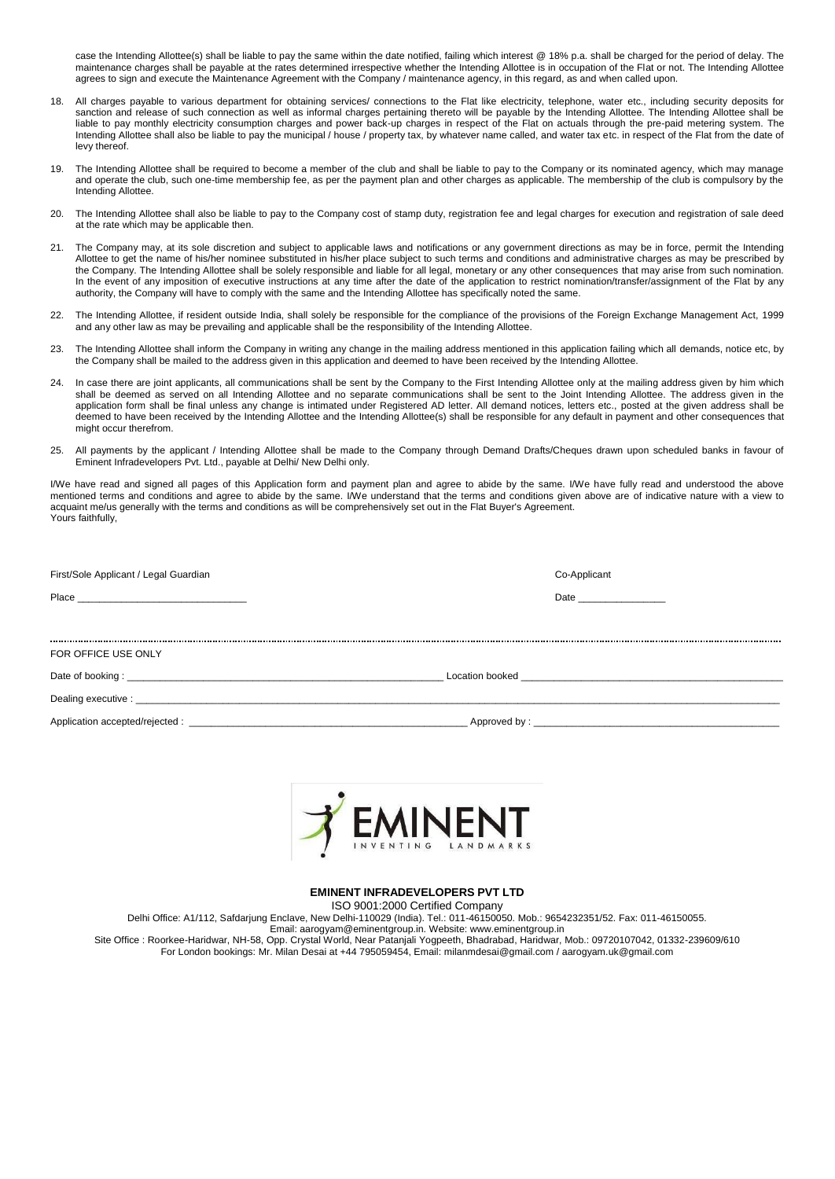case the Intending Allottee(s) shall be liable to pay the same within the date notified, failing which interest @ 18% p.a. shall be charged for the period of delay. The maintenance charges shall be payable at the rates determined irrespective whether the Intending Allottee is in occupation of the Flat or not. The Intending Allottee agrees to sign and execute the Maintenance Agreement with the Company / maintenance agency, in this regard, as and when called upon.

18. All charges payable to various department for obtaining services/ connections to the Flat like electricity, telephone, water etc., including security deposits for sanction and release of such connection as well as informal charges pertaining thereto will be payable by the Intending Allottee. The Intending Allottee shall be liable to pay monthly electricity consumption charges and power back-up charges in respect of the Flat on actuals through the pre-paid metering system. The Intending Allottee shall also be liable to pay the municipal / house / property tax, by whatever name called, and water tax etc. in respect of the Flat from the date of levy thereof.

19. The Intending Allottee shall be required to become a member of the club and shall be liable to pay to the Company or its nominated agency, which may manage and operate the club, such one-time membership fee, as per the payment plan and other charges as applicable. The membership of the club is compulsory by the Intending Allottee.

20. The Intending Allottee shall also be liable to pay to the Company cost of stamp duty, registration fee and legal charges for execution and registration of sale deed at the rate which may be applicable then.

21. The Company may, at its sole discretion and subject to applicable laws and notifications or any government directions as may be in force, permit the Intending Allottee to get the name of his/her nominee substituted in his/her place subject to such terms and conditions and administrative charges as may be prescribed by the Company. The Intending Allottee shall be solely responsible and liable for all legal, monetary or any other consequences that may arise from such nomination. In the event of any imposition of executive instructions at any time after the date of the application to restrict nomination/transfer/assignment of the Flat by any authority, the Company will have to comply with the same and the Intending Allottee has specifically noted the same.

22. The Intending Allottee, if resident outside India, shall solely be responsible for the compliance of the provisions of the Foreign Exchange Management Act, 1999 and any other law as may be prevailing and applicable shall be the responsibility of the Intending Allottee.

23. The Intending Allottee shall inform the Company in writing any change in the mailing address mentioned in this application failing which all demands, notice etc, by the Company shall be mailed to the address given in this application and deemed to have been received by the Intending Allottee.

24. In case there are joint applicants, all communications shall be sent by the Company to the First Intending Allottee only at the mailing address given by him which shall be deemed as served on all Intending Allottee and no separate communications shall be sent to the Joint Intending Allottee. The address given in the application form shall be final unless any change is intimated under Registered AD letter. All demand notices, letters etc., posted at the given address shall be deemed to have been received by the Intending Allottee and the Intending Allottee(s) shall be responsible for any default in payment and other consequences that might occur therefrom.

25. All payments by the applicant / Intending Allottee shall be made to the Company through Demand Drafts/Cheques drawn upon scheduled banks in favour of Eminent Infradevelopers Pvt. Ltd., payable at Delhi/ New Delhi only.

I/We have read and signed all pages of this Application form and payment plan and agree to abide by the same. I/We have fully read and understood the above mentioned terms and conditions and agree to abide by the same. I/We understand that the terms and conditions given above are of indicative nature with a view to acquaint me/us generally with the terms and conditions as will be comprehensively set out in the Flat Buyer's Agreement.

Yours faithfully,

First/Sole Applicant / Legal Guardian          Co-Applicant

Place ______________________________          Date ________________

FOR OFFICE USE ONLY

Date of booking : ________________________________ Location booked ________________________________

Dealing executive : ________________________________________________________________

Application accepted/rejected : ________________________________ Approved by : ________________________________

EMINENT
INVENTING LANDMARKS

**EMINENT INFRADEVELOPERS PVT LTD**

ISO 9001:2000 Certified Company

Delhi Office: A1/112, Safdarjung Enclave, New Delhi-110029 (India). Tel.: 011-46150050. Mob.: 9654232351/52. Fax: 011-46150055.

Email: aarogyam@eminentgroup.in. Website: www.eminentgroup.in

Site Office : Roorkee-Haridwar, NH-58, Opp. Crystal World, Near Patanjali Yogpeeth, Bhadrabad, Haridwar, Mob.: 09720107042, 01332-239609/610

For London bookings: Mr. Milan Desai at +44 795059454, Email: milanmdesai@gmail.com / aarogyam.uk@gmail.com